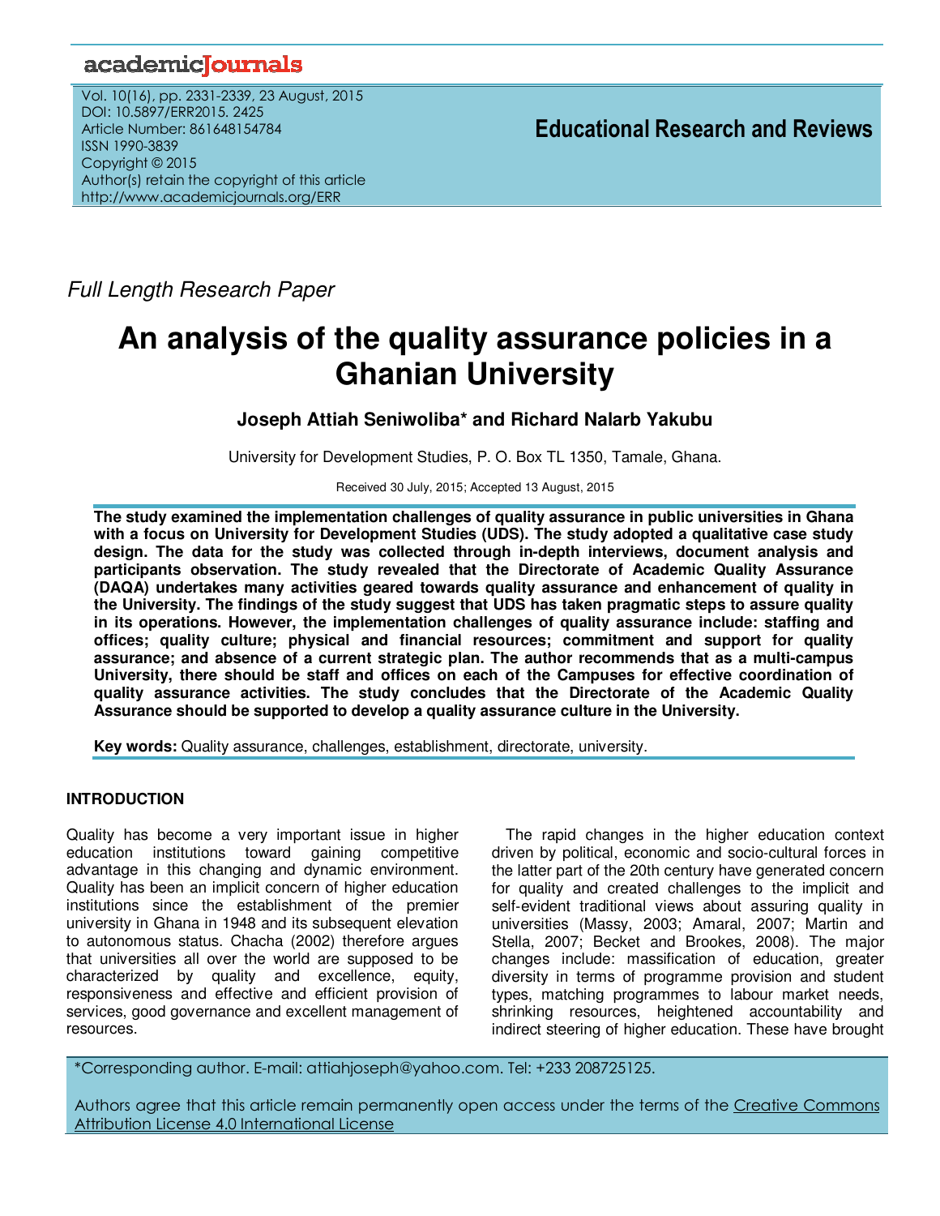Full Length Research Paper

# An analysis of the quality assurance policies in a Ghanian University

**Joseph Attiah Seniwoliba* and Richard Nalarb Yakubu**

University for Development Studies, P. O. Box TL 1350, Tamale, Ghana.

Received 30 July, 2015; Accepted 13 August, 2015

**The study examined the implementation challenges of quality assurance in public universities in Ghana with a focus on University for Development Studies (UDS). The study adopted a qualitative case study design. The data for the study was collected through in-depth interviews, document analysis and participants observation. The study revealed that the Directorate of Academic Quality Assurance (DAQA) undertakes many activities geared towards quality assurance and enhancement of quality in the University. The findings of the study suggest that UDS has taken pragmatic steps to assure quality in its operations. However, the implementation challenges of quality assurance include: staffing and offices; quality culture; physical and financial resources; commitment and support for quality assurance; and absence of a current strategic plan. The author recommends that as a multi-campus University, there should be staff and offices on each of the Campuses for effective coordination of quality assurance activities. The study concludes that the Directorate of the Academic Quality Assurance should be supported to develop a quality assurance culture in the University.**

**Key words:** Quality assurance, challenges, establishment, directorate, university.

## INTRODUCTION

Quality has become a very important issue in higher education institutions toward gaining competitive advantage in this changing and dynamic environment. Quality has been an implicit concern of higher education institutions since the establishment of the premier university in Ghana in 1948 and its subsequent elevation to autonomous status. Chacha (2002) therefore argues that universities all over the world are supposed to be characterized by quality and excellence, equity, responsiveness and effective and efficient provision of services, good governance and excellent management of resources.

The rapid changes in the higher education context driven by political, economic and socio-cultural forces in the latter part of the 20th century have generated concern for quality and created challenges to the implicit and self-evident traditional views about assuring quality in universities (Massy, 2003; Amaral, 2007; Martin and Stella, 2007; Becket and Brookes, 2008). The major changes include: massification of education, greater diversity in terms of programme provision and student types, matching programmes to labour market needs, shrinking resources, heightened accountability and indirect steering of higher education. These have brought

*Corresponding author. E-mail: attiahjoseph@yahoo.com. Tel: +233 208725125.

Authors agree that this article remain permanently open access under the terms of the Creative Commons Attribution License 4.0 International License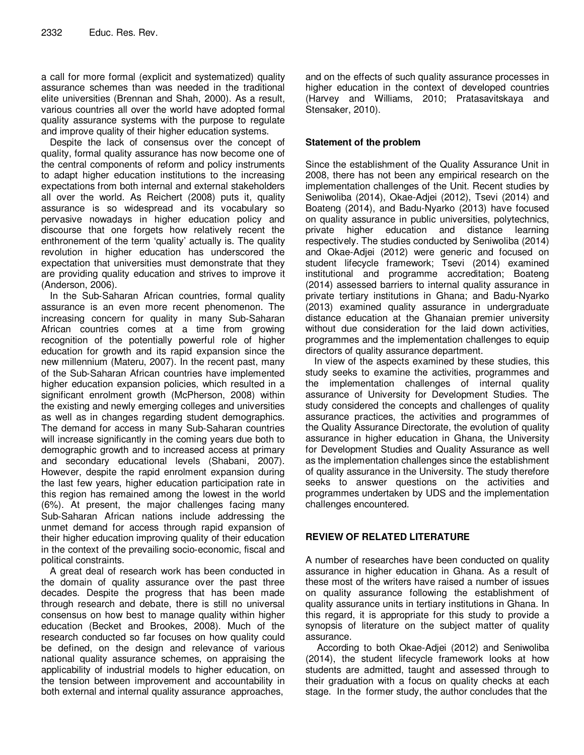a call for more formal (explicit and systematized) quality assurance schemes than was needed in the traditional elite universities (Brennan and Shah, 2000). As a result, various countries all over the world have adopted formal quality assurance systems with the purpose to regulate and improve quality of their higher education systems.

Despite the lack of consensus over the concept of quality, formal quality assurance has now become one of the central components of reform and policy instruments to adapt higher education institutions to the increasing expectations from both internal and external stakeholders all over the world. As Reichert (2008) puts it, quality assurance is so widespread and its vocabulary so pervasive nowadays in higher education policy and discourse that one forgets how relatively recent the enthronement of the term 'quality' actually is. The quality revolution in higher education has underscored the expectation that universities must demonstrate that they are providing quality education and strives to improve it (Anderson, 2006).

In the Sub-Saharan African countries, formal quality assurance is an even more recent phenomenon. The increasing concern for quality in many Sub-Saharan African countries comes at a time from growing recognition of the potentially powerful role of higher education for growth and its rapid expansion since the new millennium (Materu, 2007). In the recent past, many of the Sub-Saharan African countries have implemented higher education expansion policies, which resulted in a significant enrolment growth (McPherson, 2008) within the existing and newly emerging colleges and universities as well as in changes regarding student demographics. The demand for access in many Sub-Saharan countries will increase significantly in the coming years due both to demographic growth and to increased access at primary and secondary educational levels (Shabani, 2007). However, despite the rapid enrolment expansion during the last few years, higher education participation rate in this region has remained among the lowest in the world (6%). At present, the major challenges facing many Sub-Saharan African nations include addressing the unmet demand for access through rapid expansion of their higher education improving quality of their education in the context of the prevailing socio-economic, fiscal and political constraints.

A great deal of research work has been conducted in the domain of quality assurance over the past three decades. Despite the progress that has been made through research and debate, there is still no universal consensus on how best to manage quality within higher education (Becket and Brookes, 2008). Much of the research conducted so far focuses on how quality could be defined, on the design and relevance of various national quality assurance schemes, on appraising the applicability of industrial models to higher education, on the tension between improvement and accountability in both external and internal quality assurance approaches, and on the effects of such quality assurance processes in higher education in the context of developed countries (Harvey and Williams, 2010; Pratasavitskaya and Stensaker, 2010).

## Statement of the problem

Since the establishment of the Quality Assurance Unit in 2008, there has not been any empirical research on the implementation challenges of the Unit. Recent studies by Seniwoliba (2014), Okae-Adjei (2012), Tsevi (2014) and Boateng (2014), and Badu-Nyarko (2013) have focused on quality assurance in public universities, polytechnics, private higher education and distance learning respectively. The studies conducted by Seniwoliba (2014) and Okae-Adjei (2012) were generic and focused on student lifecycle framework; Tsevi (2014) examined institutional and programme accreditation; Boateng (2014) assessed barriers to internal quality assurance in private tertiary institutions in Ghana; and Badu-Nyarko (2013) examined quality assurance in undergraduate distance education at the Ghanaian premier university without due consideration for the laid down activities, programmes and the implementation challenges to equip directors of quality assurance department.

In view of the aspects examined by these studies, this study seeks to examine the activities, programmes and the implementation challenges of internal quality assurance of University for Development Studies. The study considered the concepts and challenges of quality assurance practices, the activities and programmes of the Quality Assurance Directorate, the evolution of quality assurance in higher education in Ghana, the University for Development Studies and Quality Assurance as well as the implementation challenges since the establishment of quality assurance in the University. The study therefore seeks to answer questions on the activities and programmes undertaken by UDS and the implementation challenges encountered.

## REVIEW OF RELATED LITERATURE

A number of researches have been conducted on quality assurance in higher education in Ghana. As a result of these most of the writers have raised a number of issues on quality assurance following the establishment of quality assurance units in tertiary institutions in Ghana. In this regard, it is appropriate for this study to provide a synopsis of literature on the subject matter of quality assurance.

According to both Okae-Adjei (2012) and Seniwoliba (2014), the student lifecycle framework looks at how students are admitted, taught and assessed through to their graduation with a focus on quality checks at each stage. In the former study, the author concludes that the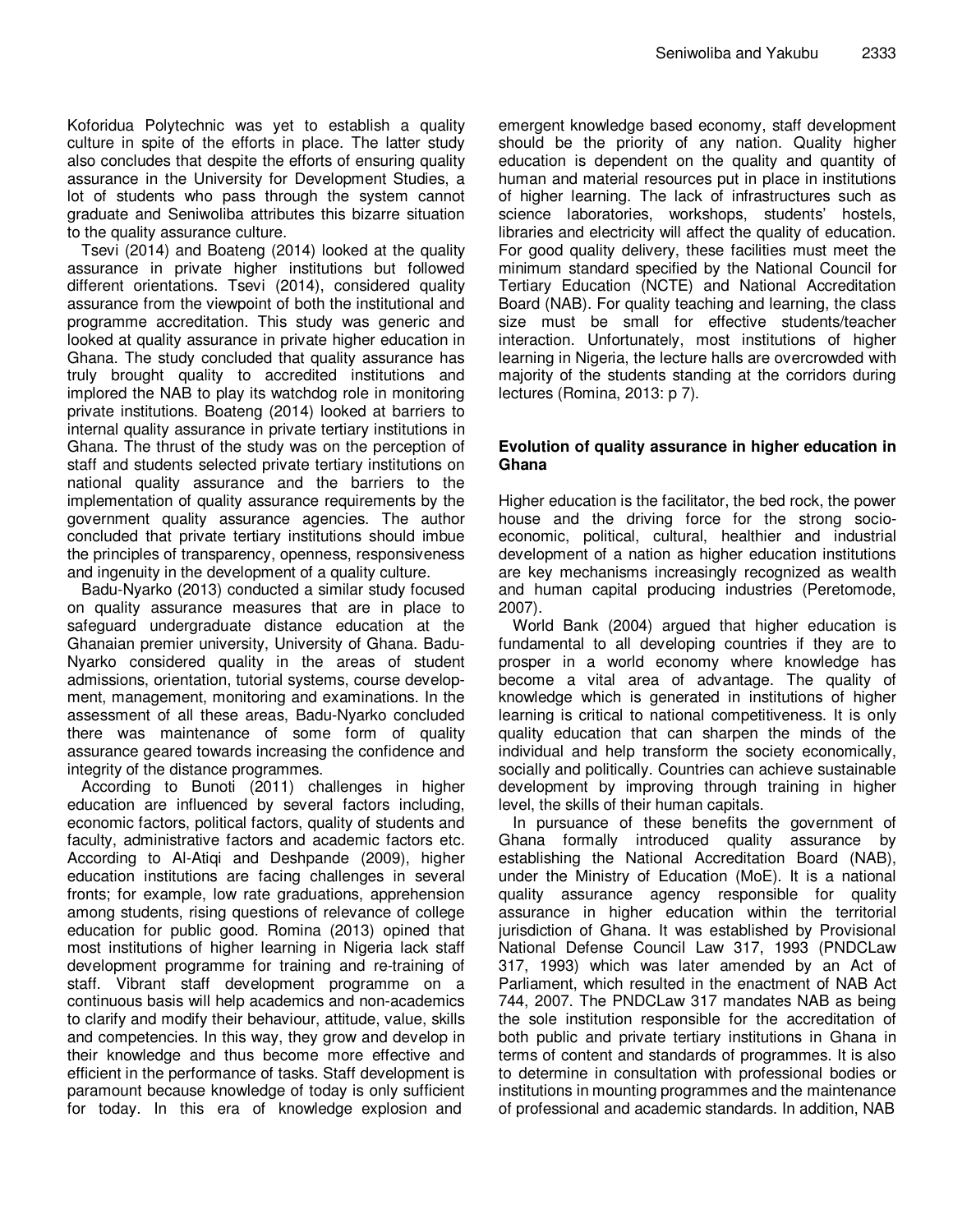Koforidua Polytechnic was yet to establish a quality culture in spite of the efforts in place. The latter study also concludes that despite the efforts of ensuring quality assurance in the University for Development Studies, a lot of students who pass through the system cannot graduate and Seniwoliba attributes this bizarre situation to the quality assurance culture.

Tsevi (2014) and Boateng (2014) looked at the quality assurance in private higher institutions but followed different orientations. Tsevi (2014), considered quality assurance from the viewpoint of both the institutional and programme accreditation. This study was generic and looked at quality assurance in private higher education in Ghana. The study concluded that quality assurance has truly brought quality to accredited institutions and implored the NAB to play its watchdog role in monitoring private institutions. Boateng (2014) looked at barriers to internal quality assurance in private tertiary institutions in Ghana. The thrust of the study was on the perception of staff and students selected private tertiary institutions on national quality assurance and the barriers to the implementation of quality assurance requirements by the government quality assurance agencies. The author concluded that private tertiary institutions should imbue the principles of transparency, openness, responsiveness and ingenuity in the development of a quality culture.

Badu-Nyarko (2013) conducted a similar study focused on quality assurance measures that are in place to safeguard undergraduate distance education at the Ghanaian premier university, University of Ghana. Badu-Nyarko considered quality in the areas of student admissions, orientation, tutorial systems, course development, management, monitoring and examinations. In the assessment of all these areas, Badu-Nyarko concluded there was maintenance of some form of quality assurance geared towards increasing the confidence and integrity of the distance programmes.

According to Bunoti (2011) challenges in higher education are influenced by several factors including, economic factors, political factors, quality of students and faculty, administrative factors and academic factors etc. According to Al-Atiqi and Deshpande (2009), higher education institutions are facing challenges in several fronts; for example, low rate graduations, apprehension among students, rising questions of relevance of college education for public good. Romina (2013) opined that most institutions of higher learning in Nigeria lack staff development programme for training and re-training of staff. Vibrant staff development programme on a continuous basis will help academics and non-academics to clarify and modify their behaviour, attitude, value, skills and competencies. In this way, they grow and develop in their knowledge and thus become more effective and efficient in the performance of tasks. Staff development is paramount because knowledge of today is only sufficient for today. In this era of knowledge explosion and emergent knowledge based economy, staff development should be the priority of any nation. Quality higher education is dependent on the quality and quantity of human and material resources put in place in institutions of higher learning. The lack of infrastructures such as science laboratories, workshops, students' hostels, libraries and electricity will affect the quality of education. For good quality delivery, these facilities must meet the minimum standard specified by the National Council for Tertiary Education (NCTE) and National Accreditation Board (NAB). For quality teaching and learning, the class size must be small for effective students/teacher interaction. Unfortunately, most institutions of higher learning in Nigeria, the lecture halls are overcrowded with majority of the students standing at the corridors during lectures (Romina, 2013: p 7).

## Evolution of quality assurance in higher education in Ghana

Higher education is the facilitator, the bed rock, the power house and the driving force for the strong socio-economic, political, cultural, healthier and industrial development of a nation as higher education institutions are key mechanisms increasingly recognized as wealth and human capital producing industries (Peretomode, 2007).

World Bank (2004) argued that higher education is fundamental to all developing countries if they are to prosper in a world economy where knowledge has become a vital area of advantage. The quality of knowledge which is generated in institutions of higher learning is critical to national competitiveness. It is only quality education that can sharpen the minds of the individual and help transform the society economically, socially and politically. Countries can achieve sustainable development by improving through training in higher level, the skills of their human capitals.

In pursuance of these benefits the government of Ghana formally introduced quality assurance by establishing the National Accreditation Board (NAB), under the Ministry of Education (MoE). It is a national quality assurance agency responsible for quality assurance in higher education within the territorial jurisdiction of Ghana. It was established by Provisional National Defense Council Law 317, 1993 (PNDCLaw 317, 1993) which was later amended by an Act of Parliament, which resulted in the enactment of NAB Act 744, 2007. The PNDCLaw 317 mandates NAB as being the sole institution responsible for the accreditation of both public and private tertiary institutions in Ghana in terms of content and standards of programmes. It is also to determine in consultation with professional bodies or institutions in mounting programmes and the maintenance of professional and academic standards. In addition, NAB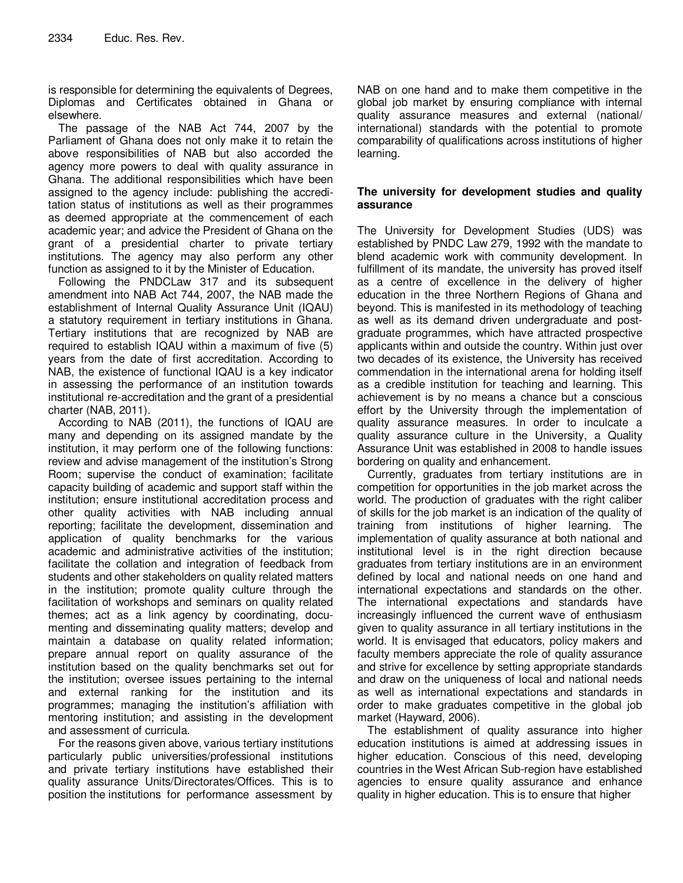is responsible for determining the equivalents of Degrees, Diplomas and Certificates obtained in Ghana or elsewhere.

The passage of the NAB Act 744, 2007 by the Parliament of Ghana does not only make it to retain the above responsibilities of NAB but also accorded the agency more powers to deal with quality assurance in Ghana. The additional responsibilities which have been assigned to the agency include: publishing the accreditation status of institutions as well as their programmes as deemed appropriate at the commencement of each academic year; and advice the President of Ghana on the grant of a presidential charter to private tertiary institutions. The agency may also perform any other function as assigned to it by the Minister of Education.

Following the PNDCLaw 317 and its subsequent amendment into NAB Act 744, 2007, the NAB made the establishment of Internal Quality Assurance Unit (IQAU) a statutory requirement in tertiary institutions in Ghana. Tertiary institutions that are recognized by NAB are required to establish IQAU within a maximum of five (5) years from the date of first accreditation. According to NAB, the existence of functional IQAU is a key indicator in assessing the performance of an institution towards institutional re-accreditation and the grant of a presidential charter (NAB, 2011).

According to NAB (2011), the functions of IQAU are many and depending on its assigned mandate by the institution, it may perform one of the following functions: review and advise management of the institution's Strong Room; supervise the conduct of examination; facilitate capacity building of academic and support staff within the institution; ensure institutional accreditation process and other quality activities with NAB including annual reporting; facilitate the development, dissemination and application of quality benchmarks for the various academic and administrative activities of the institution; facilitate the collation and integration of feedback from students and other stakeholders on quality related matters in the institution; promote quality culture through the facilitation of workshops and seminars on quality related themes; act as a link agency by coordinating, documenting and disseminating quality matters; develop and maintain a database on quality related information; prepare annual report on quality assurance of the institution based on the quality benchmarks set out for the institution; oversee issues pertaining to the internal and external ranking for the institution and its programmes; managing the institution's affiliation with mentoring institution; and assisting in the development and assessment of curricula.

For the reasons given above, various tertiary institutions particularly public universities/professional institutions and private tertiary institutions have established their quality assurance Units/Directorates/Offices. This is to position the institutions for performance assessment by NAB on one hand and to make them competitive in the global job market by ensuring compliance with internal quality assurance measures and external (national/ international) standards with the potential to promote comparability of qualifications across institutions of higher learning.

### The university for development studies and quality assurance

The University for Development Studies (UDS) was established by PNDC Law 279, 1992 with the mandate to blend academic work with community development. In fulfillment of its mandate, the university has proved itself as a centre of excellence in the delivery of higher education in the three Northern Regions of Ghana and beyond. This is manifested in its methodology of teaching as well as its demand driven undergraduate and postgraduate programmes, which have attracted prospective applicants within and outside the country. Within just over two decades of its existence, the University has received commendation in the international arena for holding itself as a credible institution for teaching and learning. This achievement is by no means a chance but a conscious effort by the University through the implementation of quality assurance measures. In order to inculcate a quality assurance culture in the University, a Quality Assurance Unit was established in 2008 to handle issues bordering on quality and enhancement.

Currently, graduates from tertiary institutions are in competition for opportunities in the job market across the world. The production of graduates with the right caliber of skills for the job market is an indication of the quality of training from institutions of higher learning. The implementation of quality assurance at both national and institutional level is in the right direction because graduates from tertiary institutions are in an environment defined by local and national needs on one hand and international expectations and standards on the other. The international expectations and standards have increasingly influenced the current wave of enthusiasm given to quality assurance in all tertiary institutions in the world. It is envisaged that educators, policy makers and faculty members appreciate the role of quality assurance and strive for excellence by setting appropriate standards and draw on the uniqueness of local and national needs as well as international expectations and standards in order to make graduates competitive in the global job market (Hayward, 2006).

The establishment of quality assurance into higher education institutions is aimed at addressing issues in higher education. Conscious of this need, developing countries in the West African Sub-region have established agencies to ensure quality assurance and enhance quality in higher education. This is to ensure that higher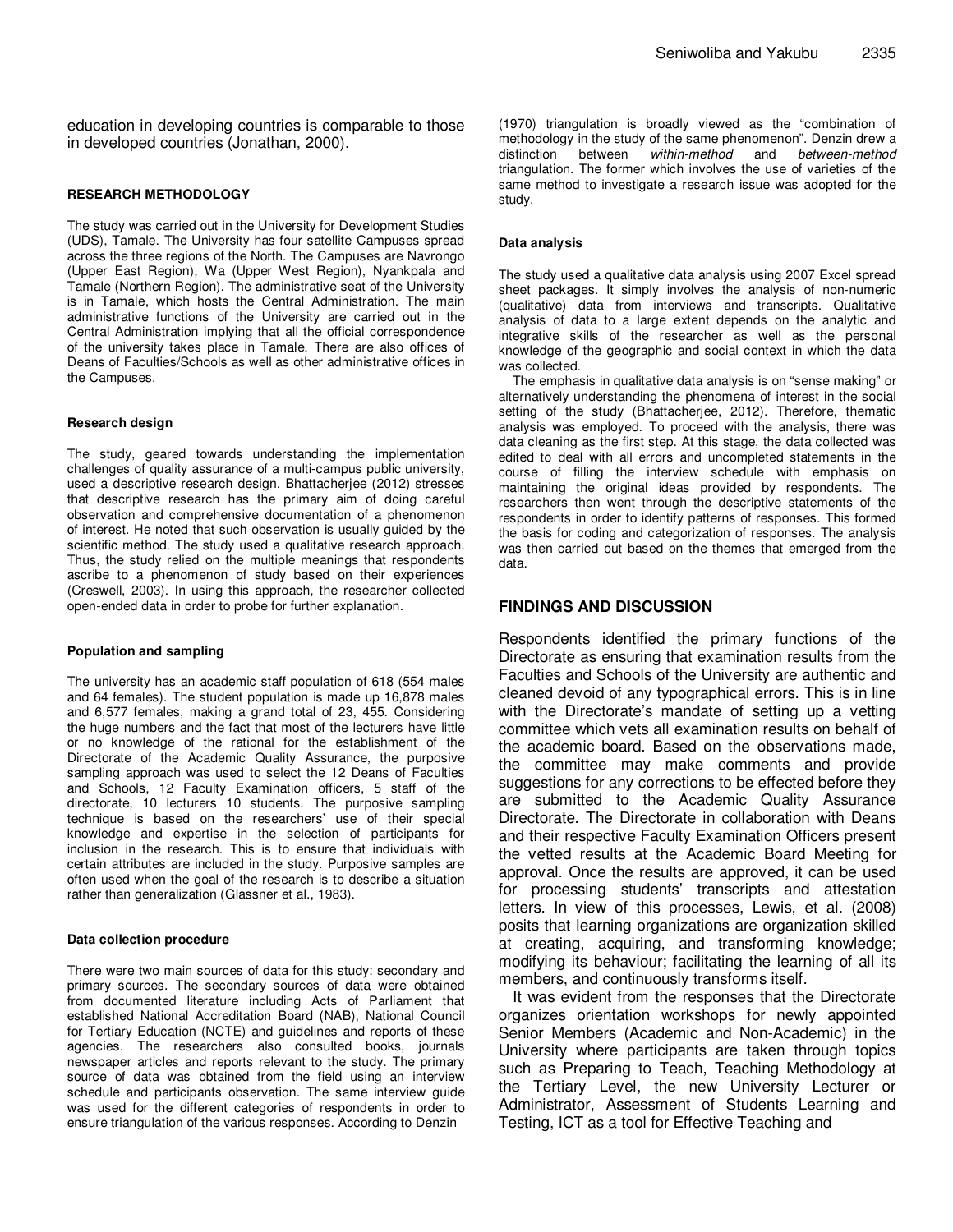education in developing countries is comparable to those in developed countries (Jonathan, 2000).

## RESEARCH METHODOLOGY

The study was carried out in the University for Development Studies (UDS), Tamale. The University has four satellite Campuses spread across the three regions of the North. The Campuses are Navrongo (Upper East Region), Wa (Upper West Region), Nyankpala and Tamale (Northern Region). The administrative seat of the University is in Tamale, which hosts the Central Administration. The main administrative functions of the University are carried out in the Central Administration implying that all the official correspondence of the university takes place in Tamale. There are also offices of Deans of Faculties/Schools as well as other administrative offices in the Campuses.

### Research design

The study, geared towards understanding the implementation challenges of quality assurance of a multi-campus public university, used a descriptive research design. Bhattacherjee (2012) stresses that descriptive research has the primary aim of doing careful observation and comprehensive documentation of a phenomenon of interest. He noted that such observation is usually guided by the scientific method. The study used a qualitative research approach. Thus, the study relied on the multiple meanings that respondents ascribe to a phenomenon of study based on their experiences (Creswell, 2003). In using this approach, the researcher collected open-ended data in order to probe for further explanation.

### Population and sampling

The university has an academic staff population of 618 (554 males and 64 females). The student population is made up 16,878 males and 6,577 females, making a grand total of 23, 455. Considering the huge numbers and the fact that most of the lecturers have little or no knowledge of the rational for the establishment of the Directorate of the Academic Quality Assurance, the purposive sampling approach was used to select the 12 Deans of Faculties and Schools, 12 Faculty Examination officers, 5 staff of the directorate, 10 lecturers 10 students. The purposive sampling technique is based on the researchers' use of their special knowledge and expertise in the selection of participants for inclusion in the research. This is to ensure that individuals with certain attributes are included in the study. Purposive samples are often used when the goal of the research is to describe a situation rather than generalization (Glassner et al., 1983).

### Data collection procedure

There were two main sources of data for this study: secondary and primary sources. The secondary sources of data were obtained from documented literature including Acts of Parliament that established National Accreditation Board (NAB), National Council for Tertiary Education (NCTE) and guidelines and reports of these agencies. The researchers also consulted books, journals newspaper articles and reports relevant to the study. The primary source of data was obtained from the field using an interview schedule and participants observation. The same interview guide was used for the different categories of respondents in order to ensure triangulation of the various responses. According to Denzin (1970) triangulation is broadly viewed as the "combination of methodology in the study of the same phenomenon". Denzin drew a distinction between *within-method* and *between-method* triangulation. The former which involves the use of varieties of the same method to investigate a research issue was adopted for the study.

### Data analysis

The study used a qualitative data analysis using 2007 Excel spread sheet packages. It simply involves the analysis of non-numeric (qualitative) data from interviews and transcripts. Qualitative analysis of data to a large extent depends on the analytic and integrative skills of the researcher as well as the personal knowledge of the geographic and social context in which the data was collected.

The emphasis in qualitative data analysis is on "sense making" or alternatively understanding the phenomena of interest in the social setting of the study (Bhattacherjee, 2012). Therefore, thematic analysis was employed. To proceed with the analysis, there was data cleaning as the first step. At this stage, the data collected was edited to deal with all errors and uncompleted statements in the course of filling the interview schedule with emphasis on maintaining the original ideas provided by respondents. The researchers then went through the descriptive statements of the respondents in order to identify patterns of responses. This formed the basis for coding and categorization of responses. The analysis was then carried out based on the themes that emerged from the data.

## FINDINGS AND DISCUSSION

Respondents identified the primary functions of the Directorate as ensuring that examination results from the Faculties and Schools of the University are authentic and cleaned devoid of any typographical errors. This is in line with the Directorate's mandate of setting up a vetting committee which vets all examination results on behalf of the academic board. Based on the observations made, the committee may make comments and provide suggestions for any corrections to be effected before they are submitted to the Academic Quality Assurance Directorate. The Directorate in collaboration with Deans and their respective Faculty Examination Officers present the vetted results at the Academic Board Meeting for approval. Once the results are approved, it can be used for processing students' transcripts and attestation letters. In view of this processes, Lewis, et al. (2008) posits that learning organizations are organization skilled at creating, acquiring, and transforming knowledge; modifying its behaviour; facilitating the learning of all its members, and continuously transforms itself.

It was evident from the responses that the Directorate organizes orientation workshops for newly appointed Senior Members (Academic and Non-Academic) in the University where participants are taken through topics such as Preparing to Teach, Teaching Methodology at the Tertiary Level, the new University Lecturer or Administrator, Assessment of Students Learning and Testing, ICT as a tool for Effective Teaching and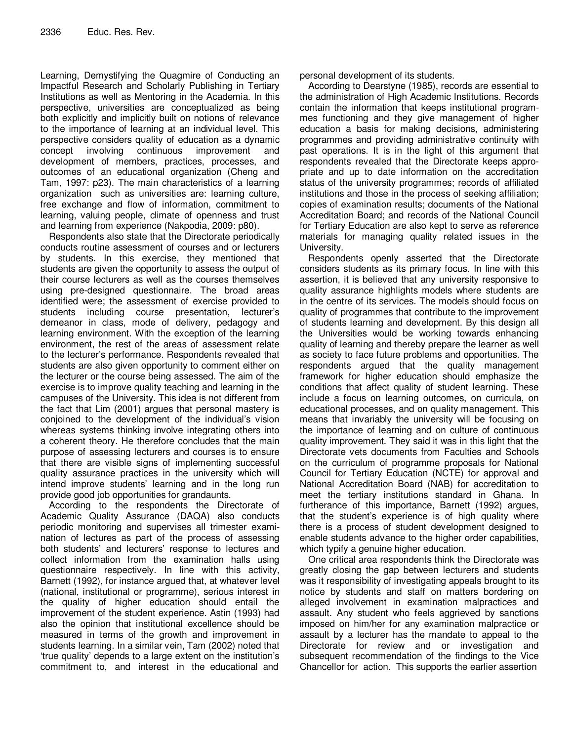Learning, Demystifying the Quagmire of Conducting an Impactful Research and Scholarly Publishing in Tertiary Institutions as well as Mentoring in the Academia. In this perspective, universities are conceptualized as being both explicitly and implicitly built on notions of relevance to the importance of learning at an individual level. This perspective considers quality of education as a dynamic concept involving continuous improvement and development of members, practices, processes, and outcomes of an educational organization (Cheng and Tam, 1997: p23). The main characteristics of a learning organization such as universities are: learning culture, free exchange and flow of information, commitment to learning, valuing people, climate of openness and trust and learning from experience (Nakpodia, 2009: p80).

Respondents also state that the Directorate periodically conducts routine assessment of courses and or lecturers by students. In this exercise, they mentioned that students are given the opportunity to assess the output of their course lecturers as well as the courses themselves using pre-designed questionnaire. The broad areas identified were; the assessment of exercise provided to students including course presentation, lecturer's demeanor in class, mode of delivery, pedagogy and learning environment. With the exception of the learning environment, the rest of the areas of assessment relate to the lecturer's performance. Respondents revealed that students are also given opportunity to comment either on the lecturer or the course being assessed. The aim of the exercise is to improve quality teaching and learning in the campuses of the University. This idea is not different from the fact that Lim (2001) argues that personal mastery is conjoined to the development of the individual's vision whereas systems thinking involve integrating others into a coherent theory. He therefore concludes that the main purpose of assessing lecturers and courses is to ensure that there are visible signs of implementing successful quality assurance practices in the university which will intend improve students' learning and in the long run provide good job opportunities for grandaunts.

According to the respondents the Directorate of Academic Quality Assurance (DAQA) also conducts periodic monitoring and supervises all trimester examination of lectures as part of the process of assessing both students' and lecturers' response to lectures and collect information from the examination halls using questionnaire respectively. In line with this activity, Barnett (1992), for instance argued that, at whatever level (national, institutional or programme), serious interest in the quality of higher education should entail the improvement of the student experience. Astin (1993) had also the opinion that institutional excellence should be measured in terms of the growth and improvement in students learning. In a similar vein, Tam (2002) noted that 'true quality' depends to a large extent on the institution's commitment to, and interest in the educational and personal development of its students.

According to Dearstyne (1985), records are essential to the administration of High Academic Institutions. Records contain the information that keeps institutional programmes functioning and they give management of higher education a basis for making decisions, administering programmes and providing administrative continuity with past operations. It is in the light of this argument that respondents revealed that the Directorate keeps appropriate and up to date information on the accreditation status of the university programmes; records of affiliated institutions and those in the process of seeking affiliation; copies of examination results; documents of the National Accreditation Board; and records of the National Council for Tertiary Education are also kept to serve as reference materials for managing quality related issues in the University.

Respondents openly asserted that the Directorate considers students as its primary focus. In line with this assertion, it is believed that any university responsive to quality assurance highlights models where students are in the centre of its services. The models should focus on quality of programmes that contribute to the improvement of students learning and development. By this design all the Universities would be working towards enhancing quality of learning and thereby prepare the learner as well as society to face future problems and opportunities. The respondents argued that the quality management framework for higher education should emphasize the conditions that affect quality of student learning. These include a focus on learning outcomes, on curricula, on educational processes, and on quality management. This means that invariably the university will be focusing on the importance of learning and on culture of continuous quality improvement. They said it was in this light that the Directorate vets documents from Faculties and Schools on the curriculum of programme proposals for National Council for Tertiary Education (NCTE) for approval and National Accreditation Board (NAB) for accreditation to meet the tertiary institutions standard in Ghana. In furtherance of this importance, Barnett (1992) argues, that the student's experience is of high quality where there is a process of student development designed to enable students advance to the higher order capabilities, which typify a genuine higher education.

One critical area respondents think the Directorate was greatly closing the gap between lecturers and students was it responsibility of investigating appeals brought to its notice by students and staff on matters bordering on alleged involvement in examination malpractices and assault. Any student who feels aggrieved by sanctions imposed on him/her for any examination malpractice or assault by a lecturer has the mandate to appeal to the Directorate for review and or investigation and subsequent recommendation of the findings to the Vice Chancellor for action. This supports the earlier assertion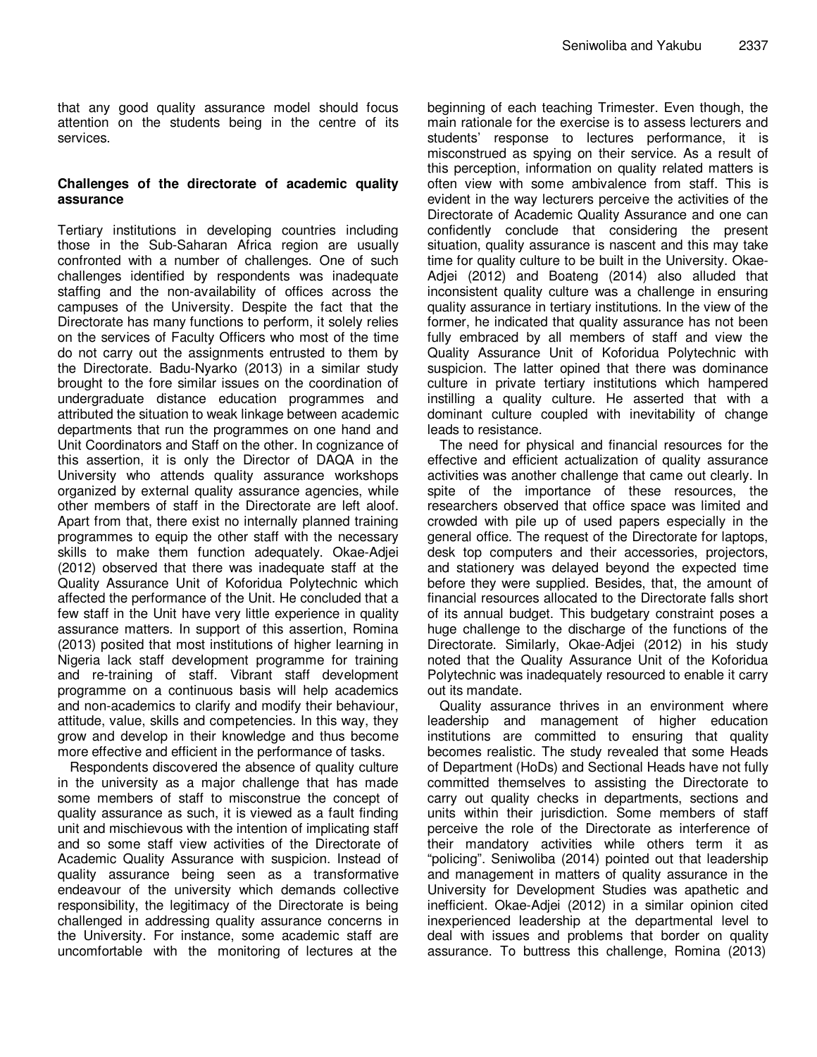that any good quality assurance model should focus attention on the students being in the centre of its services.

### Challenges of the directorate of academic quality assurance

Tertiary institutions in developing countries including those in the Sub-Saharan Africa region are usually confronted with a number of challenges. One of such challenges identified by respondents was inadequate staffing and the non-availability of offices across the campuses of the University. Despite the fact that the Directorate has many functions to perform, it solely relies on the services of Faculty Officers who most of the time do not carry out the assignments entrusted to them by the Directorate. Badu-Nyarko (2013) in a similar study brought to the fore similar issues on the coordination of undergraduate distance education programmes and attributed the situation to weak linkage between academic departments that run the programmes on one hand and Unit Coordinators and Staff on the other. In cognizance of this assertion, it is only the Director of DAQA in the University who attends quality assurance workshops organized by external quality assurance agencies, while other members of staff in the Directorate are left aloof. Apart from that, there exist no internally planned training programmes to equip the other staff with the necessary skills to make them function adequately. Okae-Adjei (2012) observed that there was inadequate staff at the Quality Assurance Unit of Koforidua Polytechnic which affected the performance of the Unit. He concluded that a few staff in the Unit have very little experience in quality assurance matters. In support of this assertion, Romina (2013) posited that most institutions of higher learning in Nigeria lack staff development programme for training and re-training of staff. Vibrant staff development programme on a continuous basis will help academics and non-academics to clarify and modify their behaviour, attitude, value, skills and competencies. In this way, they grow and develop in their knowledge and thus become more effective and efficient in the performance of tasks.

Respondents discovered the absence of quality culture in the university as a major challenge that has made some members of staff to misconstrue the concept of quality assurance as such, it is viewed as a fault finding unit and mischievous with the intention of implicating staff and so some staff view activities of the Directorate of Academic Quality Assurance with suspicion. Instead of quality assurance being seen as a transformative endeavour of the university which demands collective responsibility, the legitimacy of the Directorate is being challenged in addressing quality assurance concerns in the University. For instance, some academic staff are uncomfortable with the monitoring of lectures at the beginning of each teaching Trimester. Even though, the main rationale for the exercise is to assess lecturers and students' response to lectures performance, it is misconstrued as spying on their service. As a result of this perception, information on quality related matters is often view with some ambivalence from staff. This is evident in the way lecturers perceive the activities of the Directorate of Academic Quality Assurance and one can confidently conclude that considering the present situation, quality assurance is nascent and this may take time for quality culture to be built in the University. Okae-Adjei (2012) and Boateng (2014) also alluded that inconsistent quality culture was a challenge in ensuring quality assurance in tertiary institutions. In the view of the former, he indicated that quality assurance has not been fully embraced by all members of staff and view the Quality Assurance Unit of Koforidua Polytechnic with suspicion. The latter opined that there was dominance culture in private tertiary institutions which hampered instilling a quality culture. He asserted that with a dominant culture coupled with inevitability of change leads to resistance.

The need for physical and financial resources for the effective and efficient actualization of quality assurance activities was another challenge that came out clearly. In spite of the importance of these resources, the researchers observed that office space was limited and crowded with pile up of used papers especially in the general office. The request of the Directorate for laptops, desk top computers and their accessories, projectors, and stationery was delayed beyond the expected time before they were supplied. Besides, that, the amount of financial resources allocated to the Directorate falls short of its annual budget. This budgetary constraint poses a huge challenge to the discharge of the functions of the Directorate. Similarly, Okae-Adjei (2012) in his study noted that the Quality Assurance Unit of the Koforidua Polytechnic was inadequately resourced to enable it carry out its mandate.

Quality assurance thrives in an environment where leadership and management of higher education institutions are committed to ensuring that quality becomes realistic. The study revealed that some Heads of Department (HoDs) and Sectional Heads have not fully committed themselves to assisting the Directorate to carry out quality checks in departments, sections and units within their jurisdiction. Some members of staff perceive the role of the Directorate as interference of their mandatory activities while others term it as "policing". Seniwoliba (2014) pointed out that leadership and management in matters of quality assurance in the University for Development Studies was apathetic and inefficient. Okae-Adjei (2012) in a similar opinion cited inexperienced leadership at the departmental level to deal with issues and problems that border on quality assurance. To buttress this challenge, Romina (2013)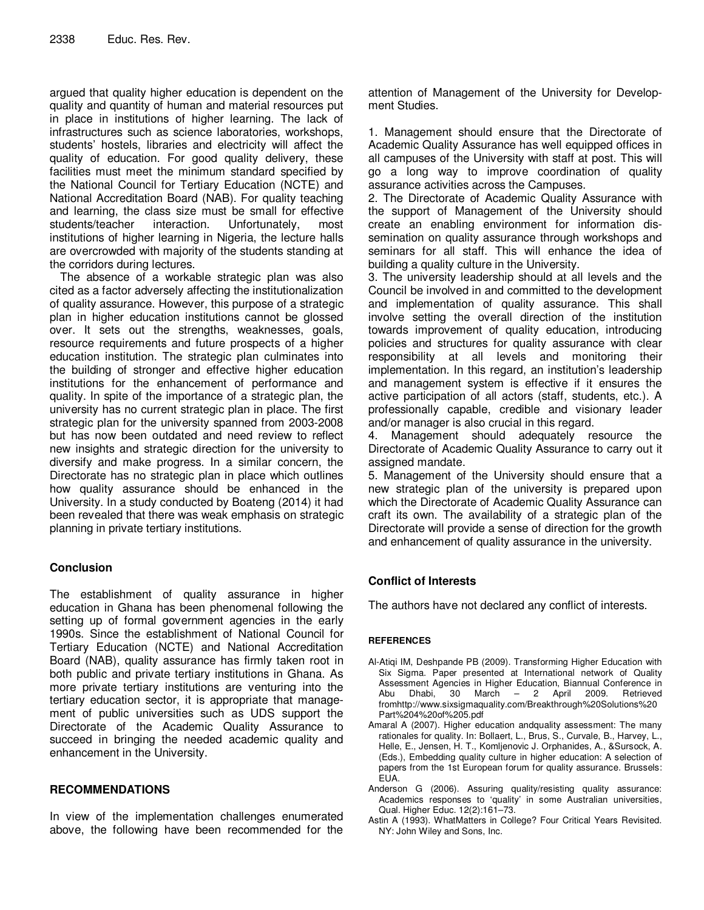argued that quality higher education is dependent on the quality and quantity of human and material resources put in place in institutions of higher learning. The lack of infrastructures such as science laboratories, workshops, students' hostels, libraries and electricity will affect the quality of education. For good quality delivery, these facilities must meet the minimum standard specified by the National Council for Tertiary Education (NCTE) and National Accreditation Board (NAB). For quality teaching and learning, the class size must be small for effective students/teacher interaction. Unfortunately, most institutions of higher learning in Nigeria, the lecture halls are overcrowded with majority of the students standing at the corridors during lectures.

The absence of a workable strategic plan was also cited as a factor adversely affecting the institutionalization of quality assurance. However, this purpose of a strategic plan in higher education institutions cannot be glossed over. It sets out the strengths, weaknesses, goals, resource requirements and future prospects of a higher education institution. The strategic plan culminates into the building of stronger and effective higher education institutions for the enhancement of performance and quality. In spite of the importance of a strategic plan, the university has no current strategic plan in place. The first strategic plan for the university spanned from 2003-2008 but has now been outdated and need review to reflect new insights and strategic direction for the university to diversify and make progress. In a similar concern, the Directorate has no strategic plan in place which outlines how quality assurance should be enhanced in the University. In a study conducted by Boateng (2014) it had been revealed that there was weak emphasis on strategic planning in private tertiary institutions.

## Conclusion

The establishment of quality assurance in higher education in Ghana has been phenomenal following the setting up of formal government agencies in the early 1990s. Since the establishment of National Council for Tertiary Education (NCTE) and National Accreditation Board (NAB), quality assurance has firmly taken root in both public and private tertiary institutions in Ghana. As more private tertiary institutions are venturing into the tertiary education sector, it is appropriate that management of public universities such as UDS support the Directorate of the Academic Quality Assurance to succeed in bringing the needed academic quality and enhancement in the University.

## RECOMMENDATIONS

In view of the implementation challenges enumerated above, the following have been recommended for the attention of Management of the University for Development Studies.

1. Management should ensure that the Directorate of Academic Quality Assurance has well equipped offices in all campuses of the University with staff at post. This will go a long way to improve coordination of quality assurance activities across the Campuses.
2. The Directorate of Academic Quality Assurance with the support of Management of the University should create an enabling environment for information dissemination on quality assurance through workshops and seminars for all staff. This will enhance the idea of building a quality culture in the University.
3. The university leadership should at all levels and the Council be involved in and committed to the development and implementation of quality assurance. This shall involve setting the overall direction of the institution towards improvement of quality education, introducing policies and structures for quality assurance with clear responsibility at all levels and monitoring their implementation. In this regard, an institution's leadership and management system is effective if it ensures the active participation of all actors (staff, students, etc.). A professionally capable, credible and visionary leader and/or manager is also crucial in this regard.
4. Management should adequately resource the Directorate of Academic Quality Assurance to carry out it assigned mandate.
5. Management of the University should ensure that a new strategic plan of the university is prepared upon which the Directorate of Academic Quality Assurance can craft its own. The availability of a strategic plan of the Directorate will provide a sense of direction for the growth and enhancement of quality assurance in the university.

## Conflict of Interests

The authors have not declared any conflict of interests.

## REFERENCES

Al-Atiqi IM, Deshpande PB (2009). Transforming Higher Education with Six Sigma. Paper presented at International network of Quality Assessment Agencies in Higher Education, Biannual Conference in Abu Dhabi, 30 March – 2 April 2009. Retrieved fromhttp://www.sixsigmaquality.com/Breakthrough%20Solutions%20Part%204%20of%205.pdf

Amaral A (2007). Higher education andquality assessment: The many rationales for quality. In: Bollaert, L., Brus, S., Curvale, B., Harvey, L., Helle, E., Jensen, H. T., Komljenovic J. Orphanides, A., &Sursock, A. (Eds.), Embedding quality culture in higher education: A selection of papers from the 1st European forum for quality assurance. Brussels: EUA.

Anderson G (2006). Assuring quality/resisting quality assurance: Academics responses to 'quality' in some Australian universities, Qual. Higher Educ. 12(2):161–73.

Astin A (1993). WhatMatters in College? Four Critical Years Revisited. NY: John Wiley and Sons, Inc.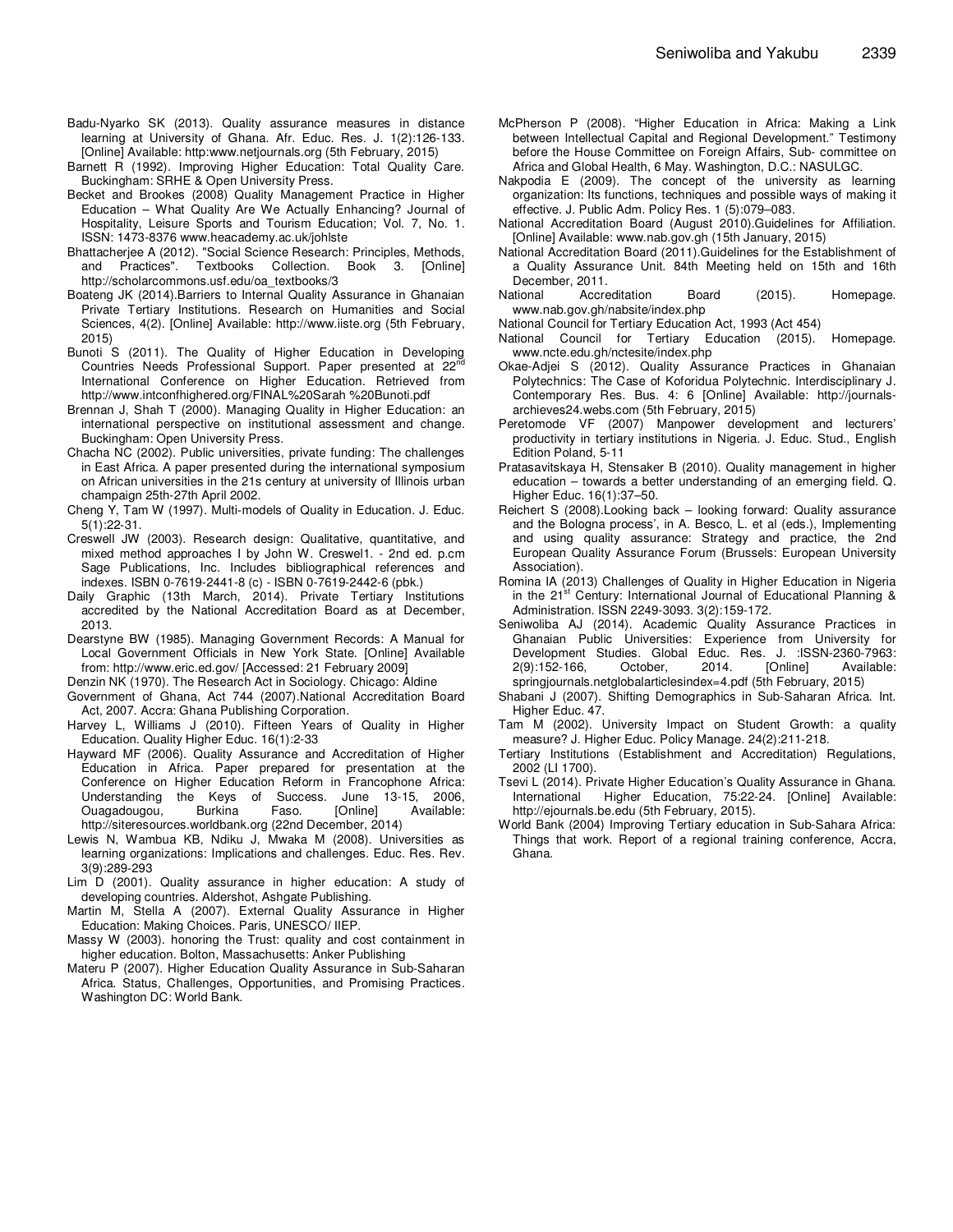Badu-Nyarko SK (2013). Quality assurance measures in distance learning at University of Ghana. Afr. Educ. Res. J. 1(2):126-133. [Online] Available: http:www.netjournals.org (5th February, 2015)

Barnett R (1992). Improving Higher Education: Total Quality Care. Buckingham: SRHE & Open University Press.

Becket and Brookes (2008) Quality Management Practice in Higher Education – What Quality Are We Actually Enhancing? Journal of Hospitality, Leisure Sports and Tourism Education; Vol. 7, No. 1. ISSN: 1473-8376 www.heacademy.ac.uk/johlste

Bhattacherjee A (2012). "Social Science Research: Principles, Methods, and Practices". Textbooks Collection. Book 3. [Online] http://scholarcommons.usf.edu/oa_textbooks/3

Boateng JK (2014).Barriers to Internal Quality Assurance in Ghanaian Private Tertiary Institutions. Research on Humanities and Social Sciences, 4(2). [Online] Available: http://www.iiste.org (5th February, 2015)

Bunoti S (2011). The Quality of Higher Education in Developing Countries Needs Professional Support. Paper presented at 22nd International Conference on Higher Education. Retrieved from http://www.intconfhighered.org/FINAL%20Sarah %20Bunoti.pdf

Brennan J, Shah T (2000). Managing Quality in Higher Education: an international perspective on institutional assessment and change. Buckingham: Open University Press.

Chacha NC (2002). Public universities, private funding: The challenges in East Africa. A paper presented during the international symposium on African universities in the 21s century at university of Illinois urban champaign 25th-27th April 2002.

Cheng Y, Tam W (1997). Multi-models of Quality in Education. J. Educ. 5(1):22-31.

Creswell JW (2003). Research design: Qualitative, quantitative, and mixed method approaches I by John W. Creswel1. - 2nd ed. p.cm Sage Publications, Inc. Includes bibliographical references and indexes. ISBN 0-7619-2441-8 (c) - ISBN 0-7619-2442-6 (pbk.)

Daily Graphic (13th March, 2014). Private Tertiary Institutions accredited by the National Accreditation Board as at December, 2013.

Dearstyne BW (1985). Managing Government Records: A Manual for Local Government Officials in New York State. [Online] Available from: http://www.eric.ed.gov/ [Accessed: 21 February 2009]

Denzin NK (1970). The Research Act in Sociology. Chicago: Aldine

Government of Ghana, Act 744 (2007).National Accreditation Board Act, 2007. Accra: Ghana Publishing Corporation.

Harvey L, Williams J (2010). Fifteen Years of Quality in Higher Education. Quality Higher Educ. 16(1):2-33

Hayward MF (2006). Quality Assurance and Accreditation of Higher Education in Africa. Paper prepared for presentation at the Conference on Higher Education Reform in Francophone Africa: Understanding the Keys of Success. June 13-15, 2006, Ouagadougou, Burkina Faso. [Online] Available: http://siteresources.worldbank.org (22nd December, 2014)

Lewis N, Wambua KB, Ndiku J, Mwaka M (2008). Universities as learning organizations: Implications and challenges. Educ. Res. Rev. 3(9):289-293

Lim D (2001). Quality assurance in higher education: A study of developing countries. Aldershot, Ashgate Publishing.

Martin M, Stella A (2007). External Quality Assurance in Higher Education: Making Choices. Paris, UNESCO/ IIEP.

Massy W (2003). honoring the Trust: quality and cost containment in higher education. Bolton, Massachusetts: Anker Publishing

Materu P (2007). Higher Education Quality Assurance in Sub-Saharan Africa. Status, Challenges, Opportunities, and Promising Practices. Washington DC: World Bank.

McPherson P (2008). "Higher Education in Africa: Making a Link between Intellectual Capital and Regional Development." Testimony before the House Committee on Foreign Affairs, Sub- committee on Africa and Global Health, 6 May. Washington, D.C.: NASULGC.

Nakpodia E (2009). The concept of the university as learning organization: Its functions, techniques and possible ways of making it effective. J. Public Adm. Policy Res. 1 (5):079–083.

National Accreditation Board (August 2010).Guidelines for Affiliation. [Online] Available: www.nab.gov.gh (15th January, 2015)

National Accreditation Board (2011).Guidelines for the Establishment of a Quality Assurance Unit. 84th Meeting held on 15th and 16th December, 2011.

National Accreditation Board (2015). Homepage. www.nab.gov.gh/nabsite/index.php

National Council for Tertiary Education Act, 1993 (Act 454)

National Council for Tertiary Education (2015). Homepage. www.ncte.edu.gh/nctesite/index.php

Okae-Adjei S (2012). Quality Assurance Practices in Ghanaian Polytechnics: The Case of Koforidua Polytechnic. Interdisciplinary J. Contemporary Res. Bus. 4: 6 [Online] Available: http://journals-archieves24.webs.com (5th February, 2015)

Peretomode VF (2007) Manpower development and lecturers' productivity in tertiary institutions in Nigeria. J. Educ. Stud., English Edition Poland, 5-11

Pratasavitskaya H, Stensaker B (2010). Quality management in higher education – towards a better understanding of an emerging field. Q. Higher Educ. 16(1):37–50.

Reichert S (2008).Looking back – looking forward: Quality assurance and the Bologna process', in A. Besco, L. et al (eds.), Implementing and using quality assurance: Strategy and practice, the 2nd European Quality Assurance Forum (Brussels: European University Association).

Romina IA (2013) Challenges of Quality in Higher Education in Nigeria in the 21st Century: International Journal of Educational Planning & Administration. ISSN 2249-3093. 3(2):159-172.

Seniwoliba AJ (2014). Academic Quality Assurance Practices in Ghanaian Public Universities: Experience from University for Development Studies. Global Educ. Res. J. :ISSN-2360-7963: 2(9):152-166, October, 2014. [Online] Available: springjournals.netglobalarticlesindex=4.pdf (5th February, 2015)

Shabani J (2007). Shifting Demographics in Sub-Saharan Africa. Int. Higher Educ. 47.

Tam M (2002). University Impact on Student Growth: a quality measure? J. Higher Educ. Policy Manage. 24(2):211-218.

Tertiary Institutions (Establishment and Accreditation) Regulations, 2002 (LI 1700).

Tsevi L (2014). Private Higher Education's Quality Assurance in Ghana. International Higher Education, 75:22-24. [Online] Available: http://ejournals.be.edu (5th February, 2015).

World Bank (2004) Improving Tertiary education in Sub-Sahara Africa: Things that work. Report of a regional training conference, Accra, Ghana.